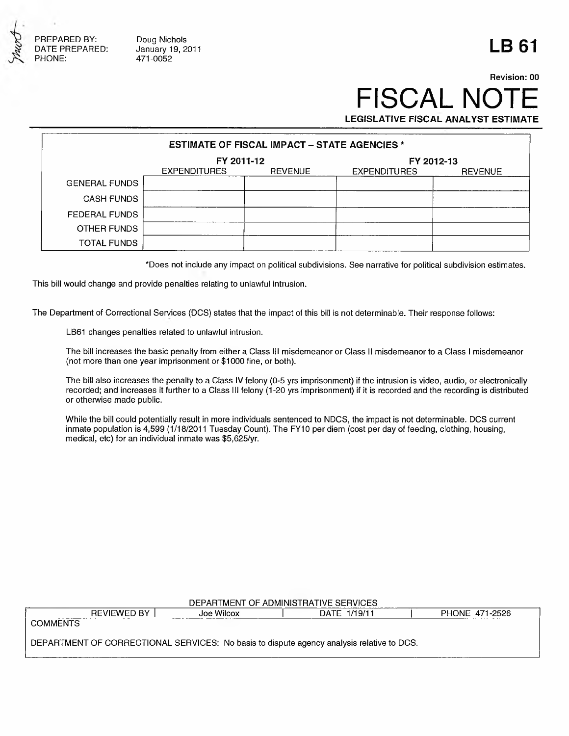PREPARED BY: Doug Nichols
DATE PREPARED: January 19, 2011
PHONE: 471-0052

# LB 61

Revision: 00

# FISCAL NOTE

**LEGISLATIVE FISCAL ANALYST ESTIMATE**

| ESTIMATE OF FISCAL IMPACT – STATE AGENCIES * | | | | |
|---|---|---|---|---|
| | FY 2011-12 | | FY 2012-13 | |
| | EXPENDITURES | REVENUE | EXPENDITURES | REVENUE |
| GENERAL FUNDS | | | | |
| CASH FUNDS | | | | |
| FEDERAL FUNDS | | | | |
| OTHER FUNDS | | | | |
| TOTAL FUNDS | | | | |

*Does not include any impact on political subdivisions. See narrative for political subdivision estimates.

This bill would change and provide penalties relating to unlawful intrusion.

The Department of Correctional Services (DCS) states that the impact of this bill is not determinable. Their response follows:

> LB61 changes penalties related to unlawful intrusion.
>
> The bill increases the basic penalty from either a Class III misdemeanor or Class II misdemeanor to a Class I misdemeanor (not more than one year imprisonment or $1000 fine, or both).
>
> The bill also increases the penalty to a Class IV felony (0-5 yrs imprisonment) if the intrusion is video, audio, or electronically recorded; and increases it further to a Class III felony (1-20 yrs imprisonment) if it is recorded and the recording is distributed or otherwise made public.
>
> While the bill could potentially result in more individuals sentenced to NDCS, the impact is not determinable. DCS current inmate population is 4,599 (1/18/2011 Tuesday Count). The FY10 per diem (cost per day of feeding, clothing, housing, medical, etc) for an individual inmate was $5,625/yr.

DEPARTMENT OF ADMINISTRATIVE SERVICES

| REVIEWED BY | Joe Wilcox | DATE 1/19/11 | PHONE 471-2526 |
|---|---|---|---|

COMMENTS

DEPARTMENT OF CORRECTIONAL SERVICES: No basis to dispute agency analysis relative to DCS.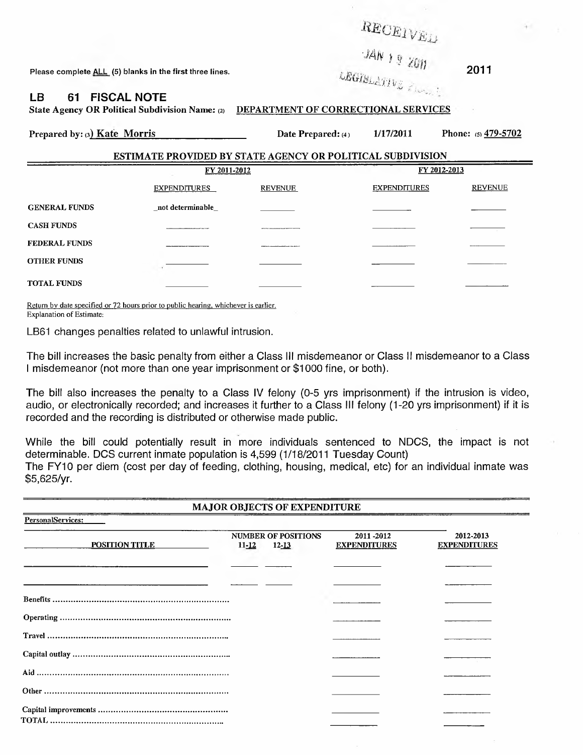RECEIVED

JAN 19 2011

LEGISLATIVE FISCAL

Please complete ALL (5) blanks in the first three lines.

2011

# LB 61 FISCAL NOTE

**State Agency OR Political Subdivision Name:** (2) **DEPARTMENT OF CORRECTIONAL SERVICES**

**Prepared by:** (3) Kate Morris **Date Prepared:** (4) 1/17/2011 **Phone:** (5) 479-5702

## ESTIMATE PROVIDED BY STATE AGENCY OR POLITICAL SUBDIVISION

| | FY 2011-2012 | | FY 2012-2013 | |
|---|---|---|---|---|
| | EXPENDITURES | REVENUE | EXPENDITURES | REVENUE |
| GENERAL FUNDS | not determinable | | | |
| CASH FUNDS | | | | |
| FEDERAL FUNDS | | | | |
| OTHER FUNDS | | | | |
| TOTAL FUNDS | | | | |

Return by date specified or 72 hours prior to public hearing, whichever is earlier.

Explanation of Estimate:

LB61 changes penalties related to unlawful intrusion.

The bill increases the basic penalty from either a Class III misdemeanor or Class II misdemeanor to a Class I misdemeanor (not more than one year imprisonment or $1000 fine, or both).

The bill also increases the penalty to a Class IV felony (0-5 yrs imprisonment) if the intrusion is video, audio, or electronically recorded; and increases it further to a Class III felony (1-20 yrs imprisonment) if it is recorded and the recording is distributed or otherwise made public.

While the bill could potentially result in more individuals sentenced to NDCS, the impact is not determinable. DCS current inmate population is 4,599 (1/18/2011 Tuesday Count)
The FY10 per diem (cost per day of feeding, clothing, housing, medical, etc) for an individual inmate was $5,625/yr.

## MAJOR OBJECTS OF EXPENDITURE

**PersonalServices:**

| POSITION TITLE | NUMBER OF POSITIONS 11-12 | 12-13 | 2011-2012 EXPENDITURES | 2012-2013 EXPENDITURES |
|---|---|---|---|---|
| | | | | |
| | | | | |
| Benefits | | | | |
| Operating | | | | |
| Travel | | | | |
| Capital outlay | | | | |
| Aid | | | | |
| Other | | | | |
| Capital improvements | | | | |
| TOTAL | | | | |